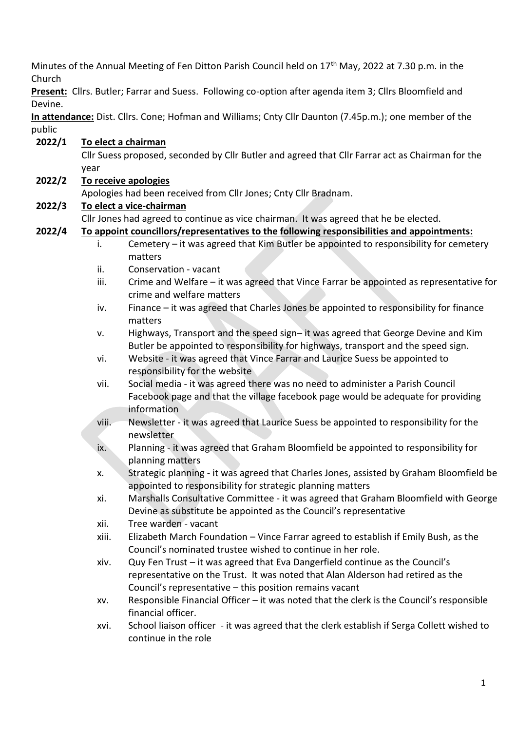Minutes of the Annual Meeting of Fen Ditton Parish Council held on 17th May, 2022 at 7.30 p.m. in the Church

**Present:** Cllrs. Butler; Farrar and Suess. Following co-option after agenda item 3; Cllrs Bloomfield and Devine.

**In attendance:** Dist. Cllrs. Cone; Hofman and Williams; Cnty Cllr Daunton (7.45p.m.); one member of the public

**2022/1 To elect a chairman**

Cllr Suess proposed, seconded by Cllr Butler and agreed that Cllr Farrar act as Chairman for the year

**2022/2 To receive apologies**

Apologies had been received from Cllr Jones; Cnty Cllr Bradnam.

**2022/3 To elect a vice-chairman**

Cllr Jones had agreed to continue as vice chairman. It was agreed that he be elected.

**2022/4 To appoint councillors/representatives to the following responsibilities and appointments:**

i. Cemetery – it was agreed that Kim Butler be appointed to responsibility for cemetery matters

ii. Conservation - vacant

iii. Crime and Welfare – it was agreed that Vince Farrar be appointed as representative for crime and welfare matters

iv. Finance – it was agreed that Charles Jones be appointed to responsibility for finance matters

v. Highways, Transport and the speed sign– it was agreed that George Devine and Kim Butler be appointed to responsibility for highways, transport and the speed sign.

vi. Website - it was agreed that Vince Farrar and Laurice Suess be appointed to responsibility for the website

vii. Social media - it was agreed there was no need to administer a Parish Council Facebook page and that the village facebook page would be adequate for providing information

viii. Newsletter - it was agreed that Laurice Suess be appointed to responsibility for the newsletter

ix. Planning - it was agreed that Graham Bloomfield be appointed to responsibility for planning matters

x. Strategic planning - it was agreed that Charles Jones, assisted by Graham Bloomfield be appointed to responsibility for strategic planning matters

xi. Marshalls Consultative Committee - it was agreed that Graham Bloomfield with George Devine as substitute be appointed as the Council's representative

xii. Tree warden - vacant

xiii. Elizabeth March Foundation – Vince Farrar agreed to establish if Emily Bush, as the Council's nominated trustee wished to continue in her role.

xiv. Quy Fen Trust – it was agreed that Eva Dangerfield continue as the Council's representative on the Trust. It was noted that Alan Alderson had retired as the Council's representative – this position remains vacant

xv. Responsible Financial Officer – it was noted that the clerk is the Council's responsible financial officer.

xvi. School liaison officer - it was agreed that the clerk establish if Serga Collett wished to continue in the role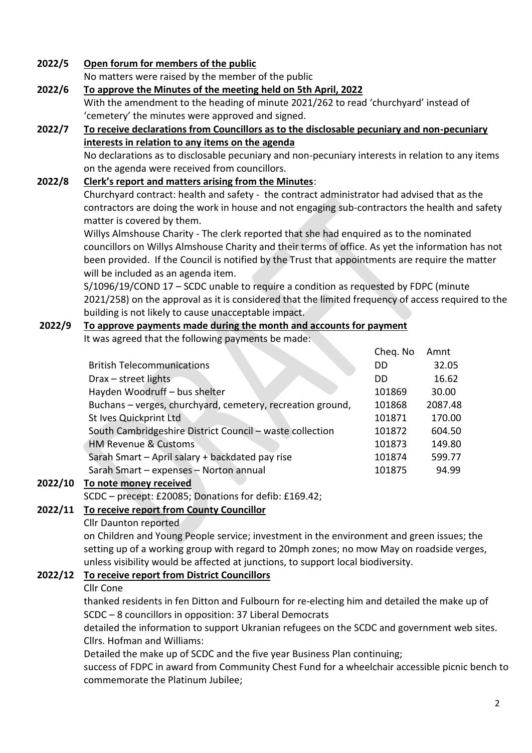**2022/5 Open forum for members of the public**

No matters were raised by the member of the public

**2022/6 To approve the Minutes of the meeting held on 5th April, 2022**

With the amendment to the heading of minute 2021/262 to read 'churchyard' instead of 'cemetery' the minutes were approved and signed.

**2022/7 To receive declarations from Councillors as to the disclosable pecuniary and non-pecuniary interests in relation to any items on the agenda**

No declarations as to disclosable pecuniary and non-pecuniary interests in relation to any items on the agenda were received from councillors.

**2022/8 Clerk's report and matters arising from the Minutes:**

Churchyard contract: health and safety - the contract administrator had advised that as the contractors are doing the work in house and not engaging sub-contractors the health and safety matter is covered by them.

Willys Almshouse Charity - The clerk reported that she had enquired as to the nominated councillors on Willys Almshouse Charity and their terms of office. As yet the information has not been provided. If the Council is notified by the Trust that appointments are require the matter will be included as an agenda item.

S/1096/19/COND 17 – SCDC unable to require a condition as requested by FDPC (minute 2021/258) on the approval as it is considered that the limited frequency of access required to the building is not likely to cause unacceptable impact.

**2022/9 To approve payments made during the month and accounts for payment**

It was agreed that the following payments be made:

| | Cheq. No | Amnt |
|---|---|---|
| British Telecommunications | DD | 32.05 |
| Drax – street lights | DD | 16.62 |
| Hayden Woodruff – bus shelter | 101869 | 30.00 |
| Buchans – verges, churchyard, cemetery, recreation ground, | 101868 | 2087.48 |
| St Ives Quickprint Ltd | 101871 | 170.00 |
| South Cambridgeshire District Council – waste collection | 101872 | 604.50 |
| HM Revenue & Customs | 101873 | 149.80 |
| Sarah Smart – April salary + backdated pay rise | 101874 | 599.77 |
| Sarah Smart – expenses – Norton annual | 101875 | 94.99 |

**2022/10 To note money received**

SCDC – precept: £20085; Donations for defib: £169.42;

**2022/11 To receive report from County Councillor**

Cllr Daunton reported

on Children and Young People service; investment in the environment and green issues; the setting up of a working group with regard to 20mph zones; no mow May on roadside verges, unless visibility would be affected at junctions, to support local biodiversity.

**2022/12 To receive report from District Councillors**

Cllr Cone

thanked residents in fen Ditton and Fulbourn for re-electing him and detailed the make up of SCDC – 8 councillors in opposition: 37 Liberal Democrats

detailed the information to support Ukranian refugees on the SCDC and government web sites.

Cllrs. Hofman and Williams:

Detailed the make up of SCDC and the five year Business Plan continuing;

success of FDPC in award from Community Chest Fund for a wheelchair accessible picnic bench to commemorate the Platinum Jubilee;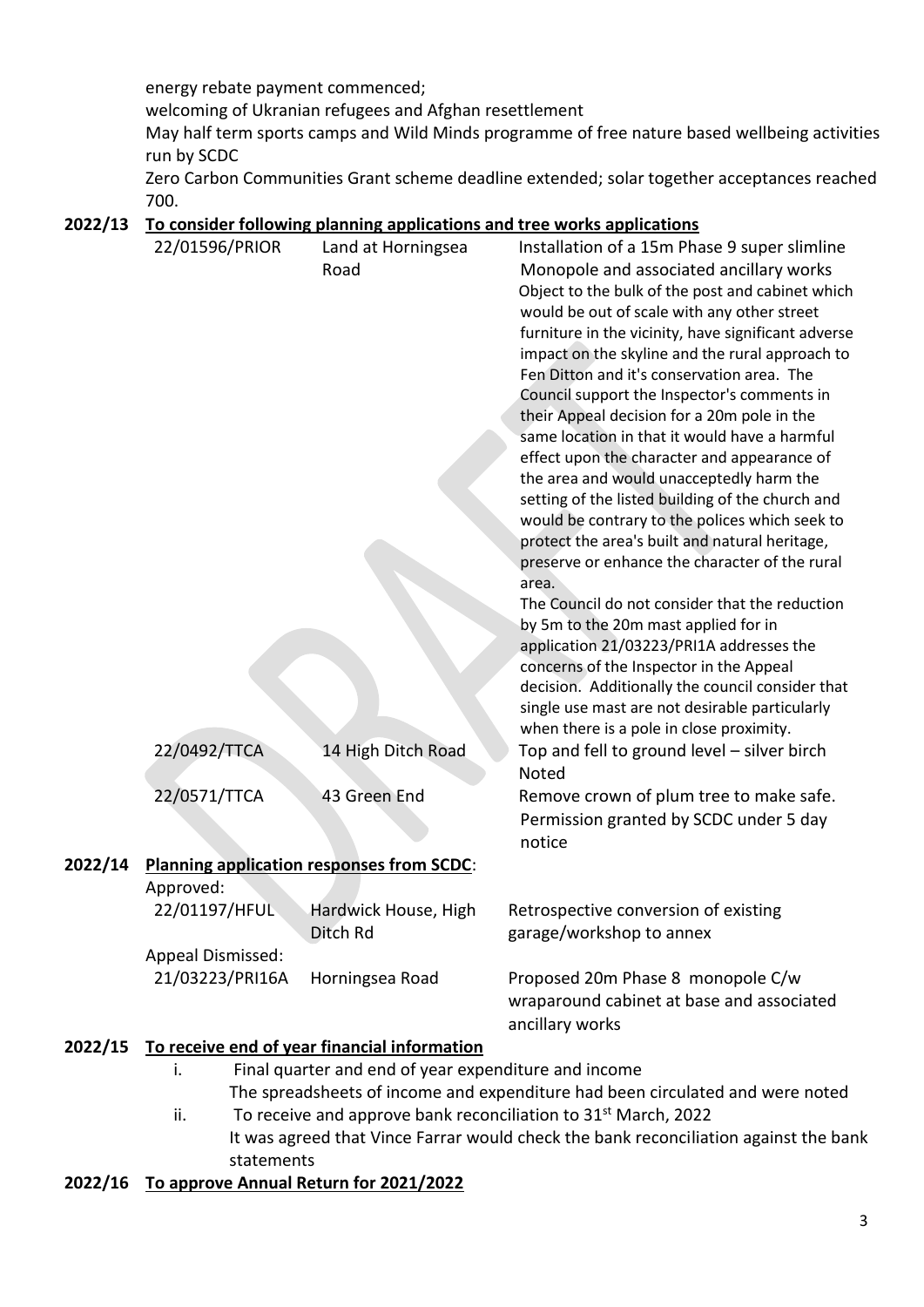energy rebate payment commenced;

welcoming of Ukranian refugees and Afghan resettlement

May half term sports camps and Wild Minds programme of free nature based wellbeing activities run by SCDC

Zero Carbon Communities Grant scheme deadline extended; solar together acceptances reached 700.

**2022/13 To consider following planning applications and tree works applications**

| | | |
|---|---|---|
| 22/01596/PRIOR | Land at Horningsea Road | Installation of a 15m Phase 9 super slimline Monopole and associated ancillary works<br>Object to the bulk of the post and cabinet which would be out of scale with any other street furniture in the vicinity, have significant adverse impact on the skyline and the rural approach to Fen Ditton and it's conservation area. The Council support the Inspector's comments in their Appeal decision for a 20m pole in the same location in that it would have a harmful effect upon the character and appearance of the area and would unacceptedly harm the setting of the listed building of the church and would be contrary to the polices which seek to protect the area's built and natural heritage, preserve or enhance the character of the rural area.<br>The Council do not consider that the reduction by 5m to the 20m mast applied for in application 21/03223/PRI1A addresses the concerns of the Inspector in the Appeal decision. Additionally the council consider that single use mast are not desirable particularly when there is a pole in close proximity. |
| 22/0492/TTCA | 14 High Ditch Road | Top and fell to ground level – silver birch<br>Noted |
| 22/0571/TTCA | 43 Green End | Remove crown of plum tree to make safe.<br>Permission granted by SCDC under 5 day notice |

**2022/14 Planning application responses from SCDC**:

Approved:

| | | |
|---|---|---|
| 22/01197/HFUL | Hardwick House, High Ditch Rd | Retrospective conversion of existing garage/workshop to annex |

Appeal Dismissed:

| | | |
|---|---|---|
| 21/03223/PRI16A | Horningsea Road | Proposed 20m Phase 8 monopole C/w wraparound cabinet at base and associated ancillary works |

**2022/15 To receive end of year financial information**

i. Final quarter and end of year expenditure and income
   The spreadsheets of income and expenditure had been circulated and were noted

ii. To receive and approve bank reconciliation to 31st March, 2022
   It was agreed that Vince Farrar would check the bank reconciliation against the bank statements

**2022/16 To approve Annual Return for 2021/2022**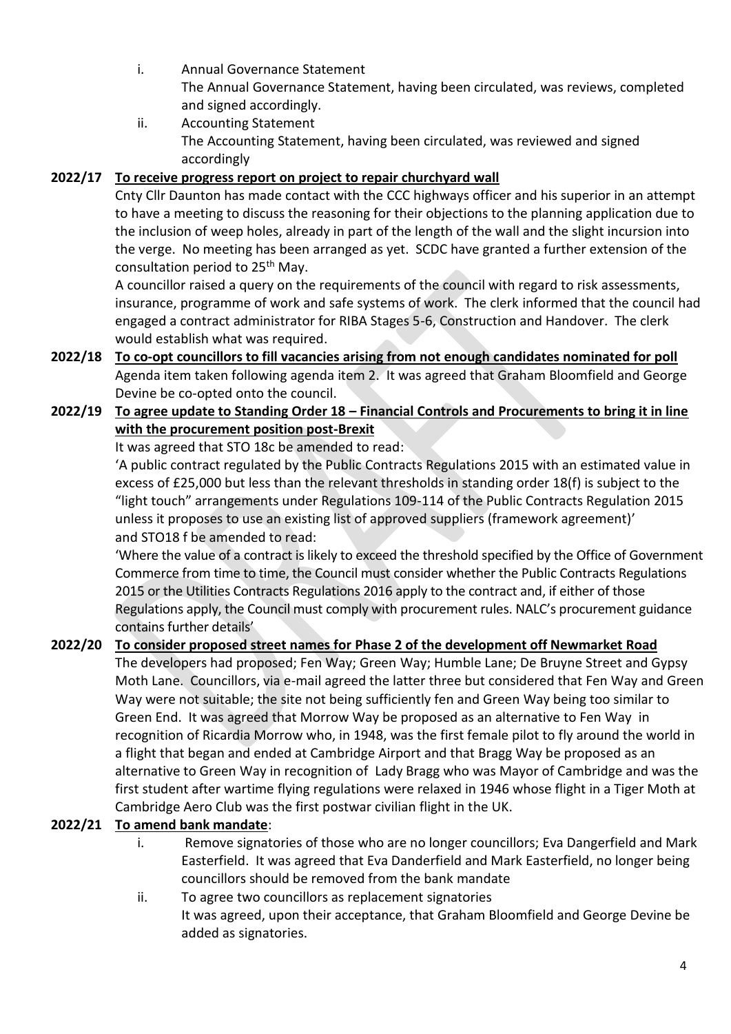i. Annual Governance Statement
   The Annual Governance Statement, having been circulated, was reviews, completed and signed accordingly.

ii. Accounting Statement
   The Accounting Statement, having been circulated, was reviewed and signed accordingly

**2022/17 <u>To receive progress report on project to repair churchyard wall</u>**

Cnty Cllr Daunton has made contact with the CCC highways officer and his superior in an attempt to have a meeting to discuss the reasoning for their objections to the planning application due to the inclusion of weep holes, already in part of the length of the wall and the slight incursion into the verge. No meeting has been arranged as yet. SCDC have granted a further extension of the consultation period to 25th May.

A councillor raised a query on the requirements of the council with regard to risk assessments, insurance, programme of work and safe systems of work. The clerk informed that the council had engaged a contract administrator for RIBA Stages 5-6, Construction and Handover. The clerk would establish what was required.

**2022/18 <u>To co-opt councillors to fill vacancies arising from not enough candidates nominated for poll</u>**

Agenda item taken following agenda item 2. It was agreed that Graham Bloomfield and George Devine be co-opted onto the council.

**2022/19 <u>To agree update to Standing Order 18 – Financial Controls and Procurements to bring it in line with the procurement position post-Brexit</u>**

It was agreed that STO 18c be amended to read:

'A public contract regulated by the Public Contracts Regulations 2015 with an estimated value in excess of £25,000 but less than the relevant thresholds in standing order 18(f) is subject to the "light touch" arrangements under Regulations 109-114 of the Public Contracts Regulation 2015 unless it proposes to use an existing list of approved suppliers (framework agreement)'

and STO18 f be amended to read:

'Where the value of a contract is likely to exceed the threshold specified by the Office of Government Commerce from time to time, the Council must consider whether the Public Contracts Regulations 2015 or the Utilities Contracts Regulations 2016 apply to the contract and, if either of those Regulations apply, the Council must comply with procurement rules. NALC's procurement guidance contains further details'

**2022/20 <u>To consider proposed street names for Phase 2 of the development off Newmarket Road</u>**

The developers had proposed; Fen Way; Green Way; Humble Lane; De Bruyne Street and Gypsy Moth Lane. Councillors, via e-mail agreed the latter three but considered that Fen Way and Green Way were not suitable; the site not being sufficiently fen and Green Way being too similar to Green End. It was agreed that Morrow Way be proposed as an alternative to Fen Way in recognition of Ricardia Morrow who, in 1948, was the first female pilot to fly around the world in a flight that began and ended at Cambridge Airport and that Bragg Way be proposed as an alternative to Green Way in recognition of Lady Bragg who was Mayor of Cambridge and was the first student after wartime flying regulations were relaxed in 1946 whose flight in a Tiger Moth at Cambridge Aero Club was the first postwar civilian flight in the UK.

**2022/21 <u>To amend bank mandate</u>:**

i. Remove signatories of those who are no longer councillors; Eva Dangerfield and Mark Easterfield. It was agreed that Eva Danderfield and Mark Easterfield, no longer being councillors should be removed from the bank mandate

ii. To agree two councillors as replacement signatories
   It was agreed, upon their acceptance, that Graham Bloomfield and George Devine be added as signatories.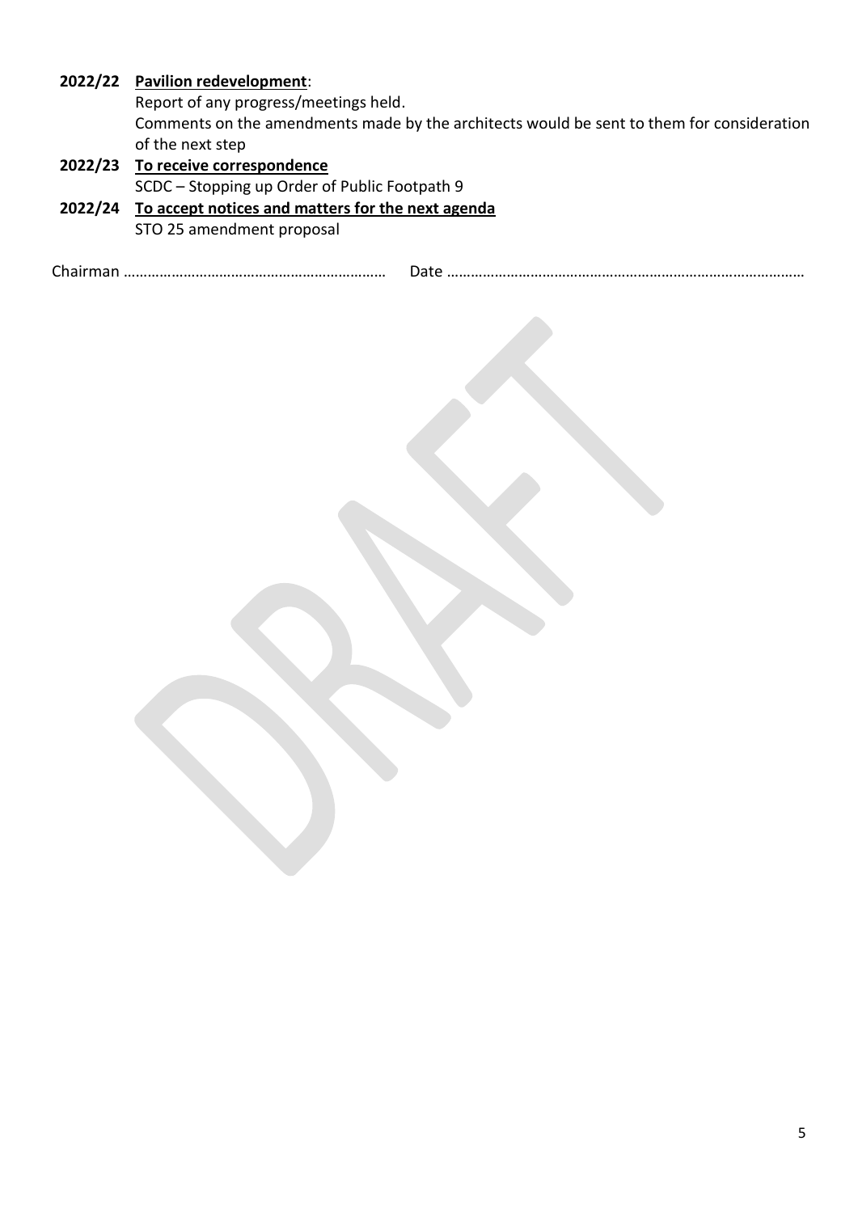**2022/22 Pavilion redevelopment**:

Report of any progress/meetings held.

Comments on the amendments made by the architects would be sent to them for consideration of the next step

**2022/23 To receive correspondence**

SCDC – Stopping up Order of Public Footpath 9

**2022/24 To accept notices and matters for the next agenda**

STO 25 amendment proposal

Chairman ………………………………………………………… Date ……………………………………………………………………………

DRAFT